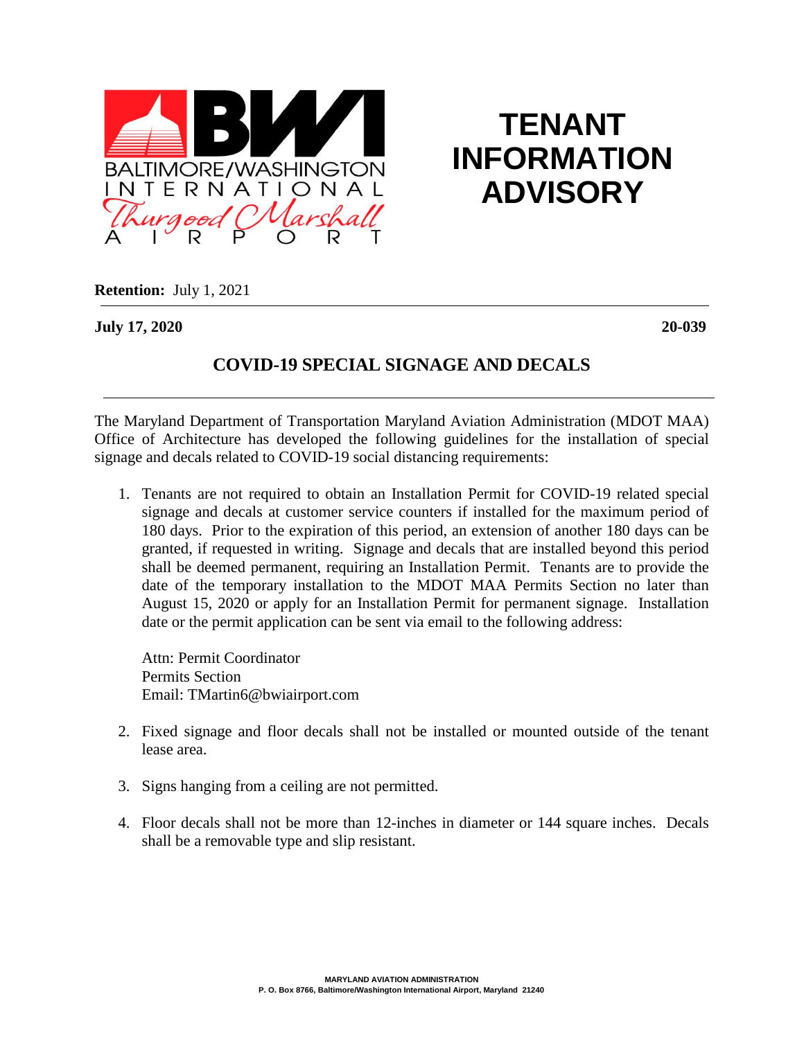# TENANT INFORMATION ADVISORY

**Retention:** July 1, 2021

**July 17, 2020** **20-039**

## COVID-19 SPECIAL SIGNAGE AND DECALS

The Maryland Department of Transportation Maryland Aviation Administration (MDOT MAA) Office of Architecture has developed the following guidelines for the installation of special signage and decals related to COVID-19 social distancing requirements:

1. Tenants are not required to obtain an Installation Permit for COVID-19 related special signage and decals at customer service counters if installed for the maximum period of 180 days. Prior to the expiration of this period, an extension of another 180 days can be granted, if requested in writing. Signage and decals that are installed beyond this period shall be deemed permanent, requiring an Installation Permit. Tenants are to provide the date of the temporary installation to the MDOT MAA Permits Section no later than August 15, 2020 or apply for an Installation Permit for permanent signage. Installation date or the permit application can be sent via email to the following address:

   Attn: Permit Coordinator
   Permits Section
   Email: TMartin6@bwiairport.com

2. Fixed signage and floor decals shall not be installed or mounted outside of the tenant lease area.

3. Signs hanging from a ceiling are not permitted.

4. Floor decals shall not be more than 12-inches in diameter or 144 square inches. Decals shall be a removable type and slip resistant.

MARYLAND AVIATION ADMINISTRATION
P. O. Box 8766, Baltimore/Washington International Airport, Maryland 21240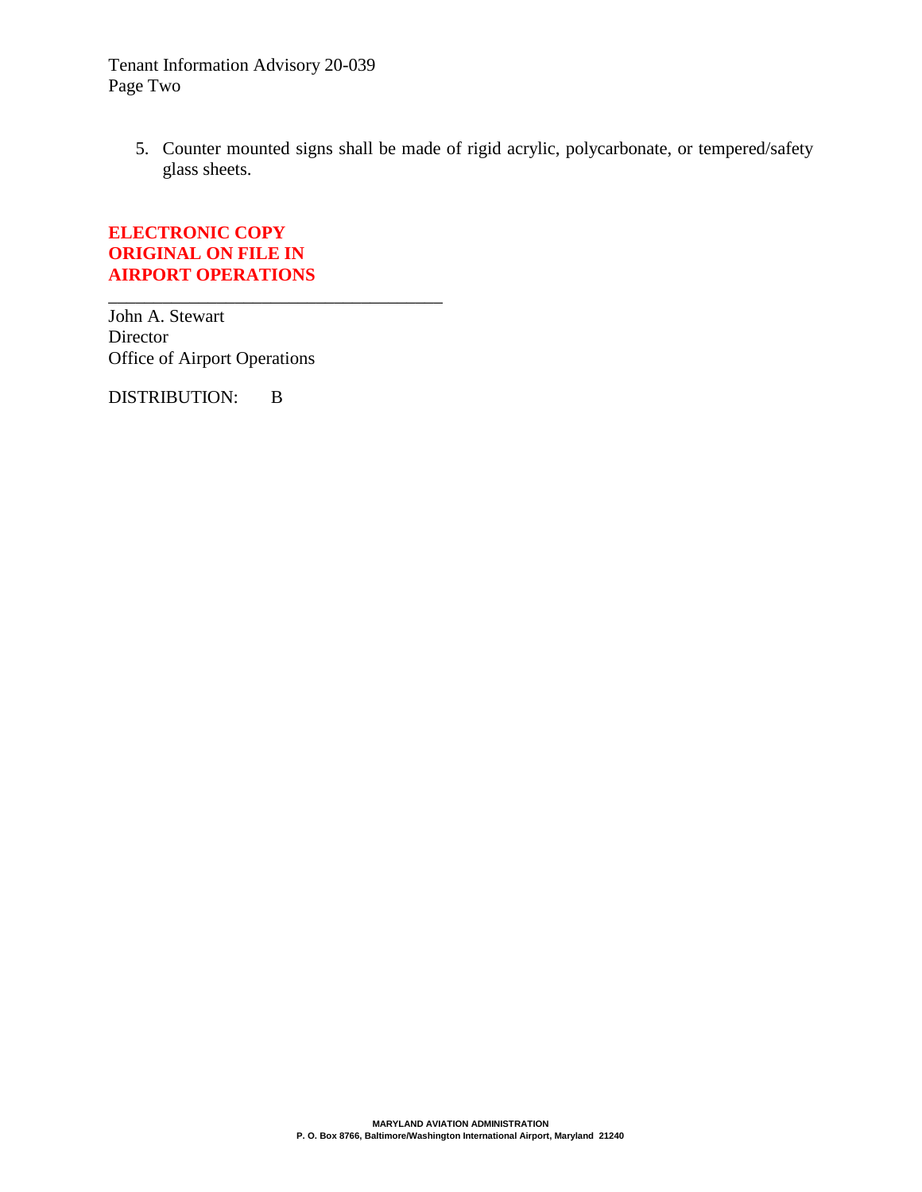5. Counter mounted signs shall be made of rigid acrylic, polycarbonate, or tempered/safety glass sheets.

**ELECTRONIC COPY**
**ORIGINAL ON FILE IN**
**AIRPORT OPERATIONS**

\_\_\_\_\_\_\_\_\_\_\_\_\_\_\_\_\_\_\_\_\_\_\_\_\_\_\_\_\_\_\_\_\_\_\_\_\_\_\_\_

John A. Stewart
Director
Office of Airport Operations

DISTRIBUTION: B